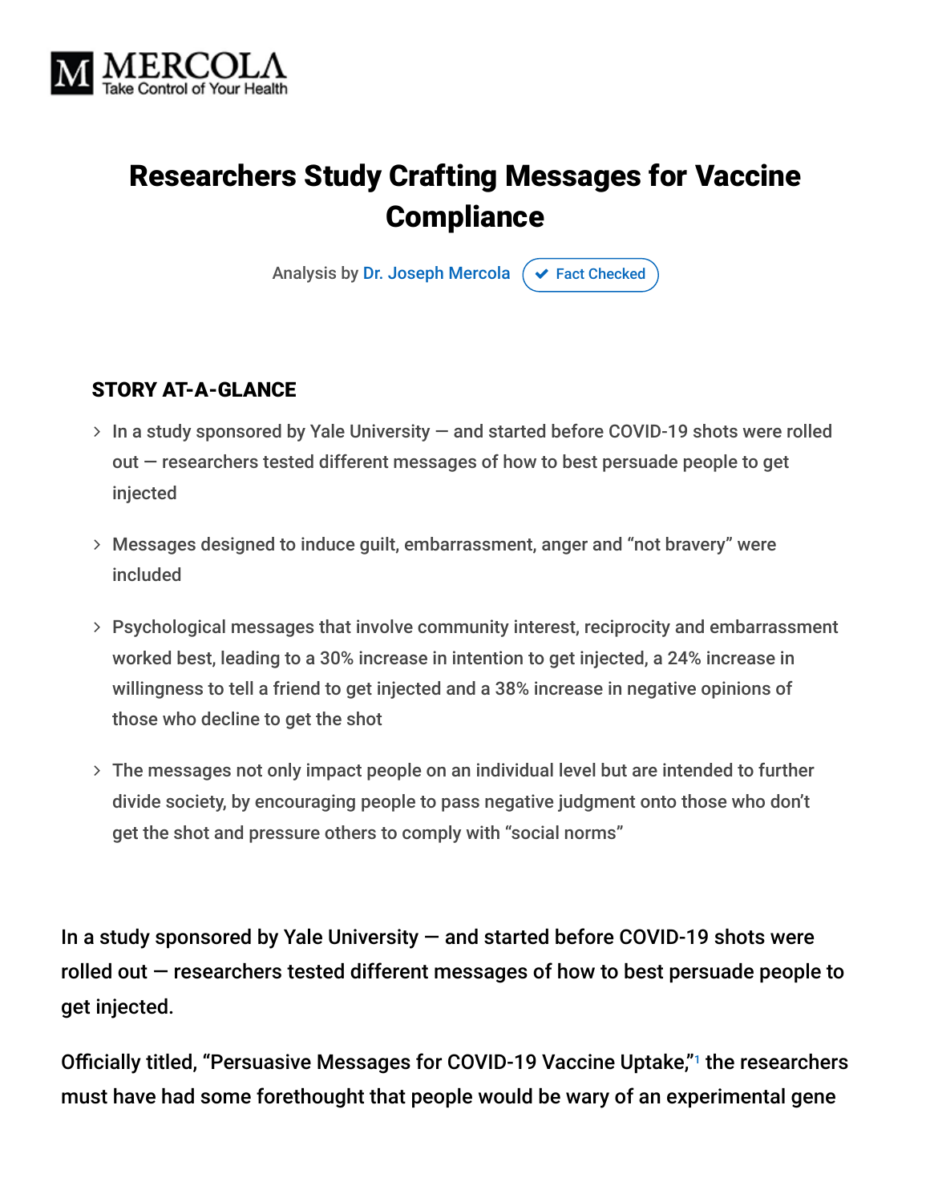MERCOLA
Take Control of Your Health

# Researchers Study Crafting Messages for Vaccine Compliance

Analysis by Dr. Joseph Mercola | Fact Checked

## STORY AT-A-GLANCE

- In a study sponsored by Yale University — and started before COVID-19 shots were rolled out — researchers tested different messages of how to best persuade people to get injected
- Messages designed to induce guilt, embarrassment, anger and "not bravery" were included
- Psychological messages that involve community interest, reciprocity and embarrassment worked best, leading to a 30% increase in intention to get injected, a 24% increase in willingness to tell a friend to get injected and a 38% increase in negative opinions of those who decline to get the shot
- The messages not only impact people on an individual level but are intended to further divide society, by encouraging people to pass negative judgment onto those who don't get the shot and pressure others to comply with "social norms"

In a study sponsored by Yale University — and started before COVID-19 shots were rolled out — researchers tested different messages of how to best persuade people to get injected.

Officially titled, "Persuasive Messages for COVID-19 Vaccine Uptake,"[1] the researchers must have had some forethought that people would be wary of an experimental gene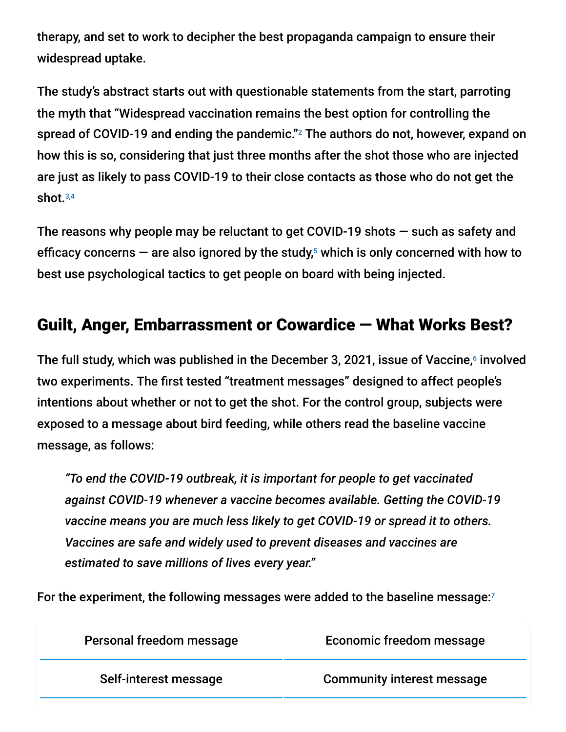therapy, and set to work to decipher the best propaganda campaign to ensure their widespread uptake.

The study's abstract starts out with questionable statements from the start, parroting the myth that "Widespread vaccination remains the best option for controlling the spread of COVID-19 and ending the pandemic."[2] The authors do not, however, expand on how this is so, considering that just three months after the shot those who are injected are just as likely to pass COVID-19 to their close contacts as those who do not get the shot.[3,4]

The reasons why people may be reluctant to get COVID-19 shots — such as safety and efficacy concerns — are also ignored by the study,[5] which is only concerned with how to best use psychological tactics to get people on board with being injected.

## Guilt, Anger, Embarrassment or Cowardice — What Works Best?

The full study, which was published in the December 3, 2021, issue of Vaccine,[6] involved two experiments. The first tested "treatment messages" designed to affect people's intentions about whether or not to get the shot. For the control group, subjects were exposed to a message about bird feeding, while others read the baseline vaccine message, as follows:

> *"To end the COVID-19 outbreak, it is important for people to get vaccinated against COVID-19 whenever a vaccine becomes available. Getting the COVID-19 vaccine means you are much less likely to get COVID-19 or spread it to others. Vaccines are safe and widely used to prevent diseases and vaccines are estimated to save millions of lives every year."*

For the experiment, the following messages were added to the baseline message:[7]

| Personal freedom message | Economic freedom message |
| --- | --- |
| Self-interest message | Community interest message |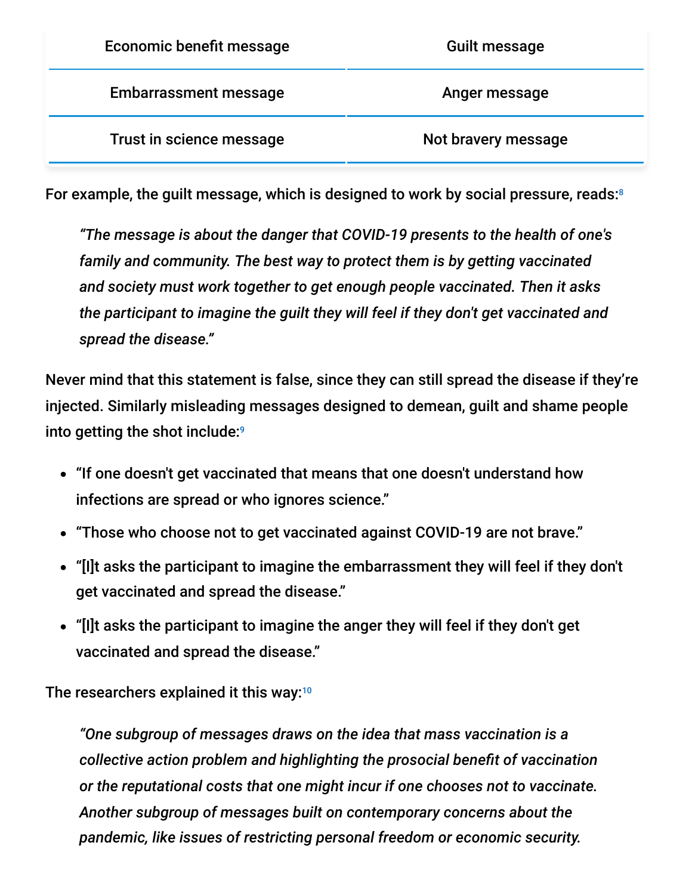| Economic benefit message | Guilt message |
|---|---|
| Embarrassment message | Anger message |
| Trust in science message | Not bravery message |

For example, the guilt message, which is designed to work by social pressure, reads:[8]

> *"The message is about the danger that COVID-19 presents to the health of one's family and community. The best way to protect them is by getting vaccinated and society must work together to get enough people vaccinated. Then it asks the participant to imagine the guilt they will feel if they don't get vaccinated and spread the disease."*

Never mind that this statement is false, since they can still spread the disease if they're injected. Similarly misleading messages designed to demean, guilt and shame people into getting the shot include:[9]

- "If one doesn't get vaccinated that means that one doesn't understand how infections are spread or who ignores science."
- "Those who choose not to get vaccinated against COVID-19 are not brave."
- "[I]t asks the participant to imagine the embarrassment they will feel if they don't get vaccinated and spread the disease."
- "[I]t asks the participant to imagine the anger they will feel if they don't get vaccinated and spread the disease."

The researchers explained it this way:[10]

> *"One subgroup of messages draws on the idea that mass vaccination is a collective action problem and highlighting the prosocial benefit of vaccination or the reputational costs that one might incur if one chooses not to vaccinate. Another subgroup of messages built on contemporary concerns about the pandemic, like issues of restricting personal freedom or economic security.*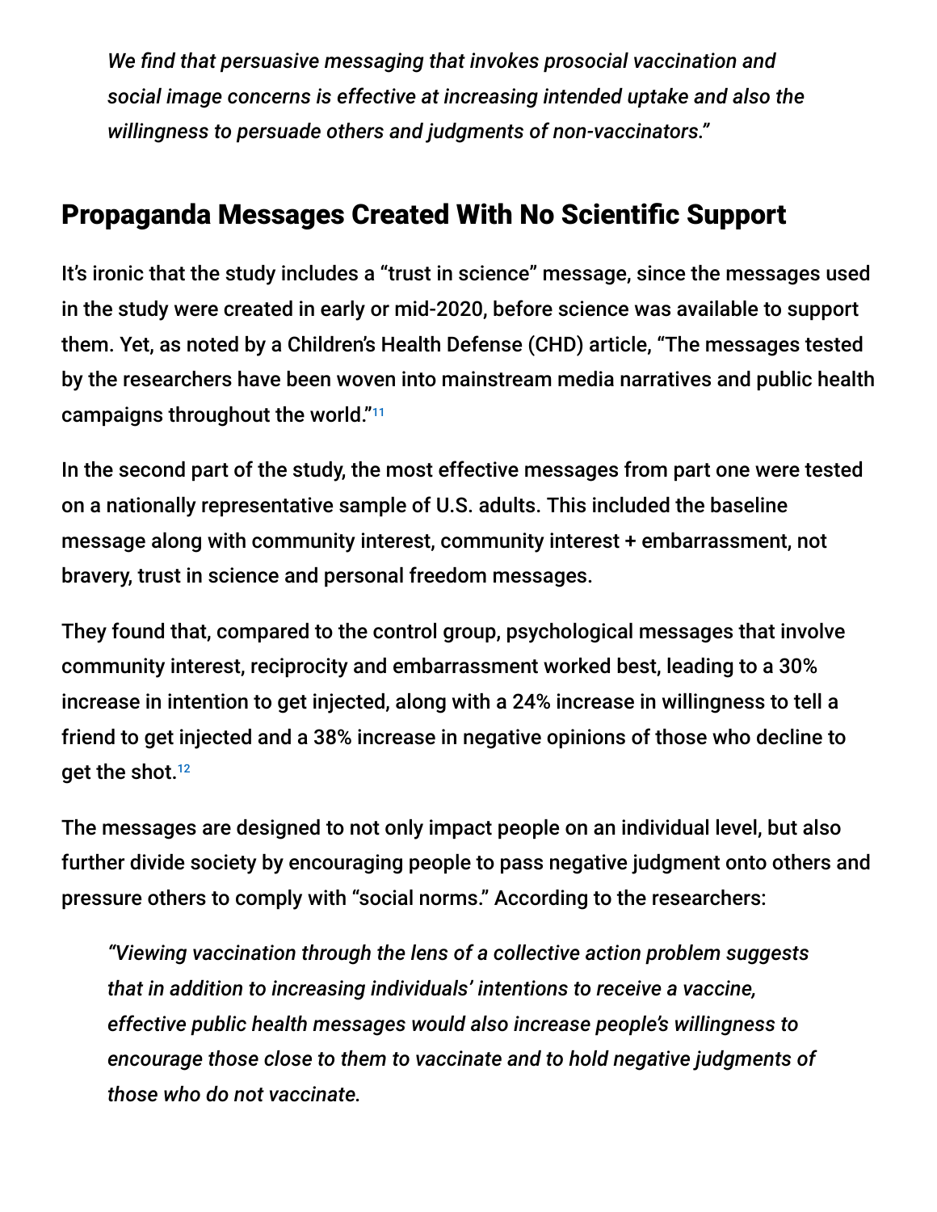> *We find that persuasive messaging that invokes prosocial vaccination and social image concerns is effective at increasing intended uptake and also the willingness to persuade others and judgments of non-vaccinators."*

## Propaganda Messages Created With No Scientific Support

It's ironic that the study includes a "trust in science" message, since the messages used in the study were created in early or mid-2020, before science was available to support them. Yet, as noted by a Children's Health Defense (CHD) article, "The messages tested by the researchers have been woven into mainstream media narratives and public health campaigns throughout the world."[11]

In the second part of the study, the most effective messages from part one were tested on a nationally representative sample of U.S. adults. This included the baseline message along with community interest, community interest + embarrassment, not bravery, trust in science and personal freedom messages.

They found that, compared to the control group, psychological messages that involve community interest, reciprocity and embarrassment worked best, leading to a 30% increase in intention to get injected, along with a 24% increase in willingness to tell a friend to get injected and a 38% increase in negative opinions of those who decline to get the shot.[12]

The messages are designed to not only impact people on an individual level, but also further divide society by encouraging people to pass negative judgment onto others and pressure others to comply with "social norms." According to the researchers:

> *"Viewing vaccination through the lens of a collective action problem suggests that in addition to increasing individuals' intentions to receive a vaccine, effective public health messages would also increase people's willingness to encourage those close to them to vaccinate and to hold negative judgments of those who do not vaccinate.*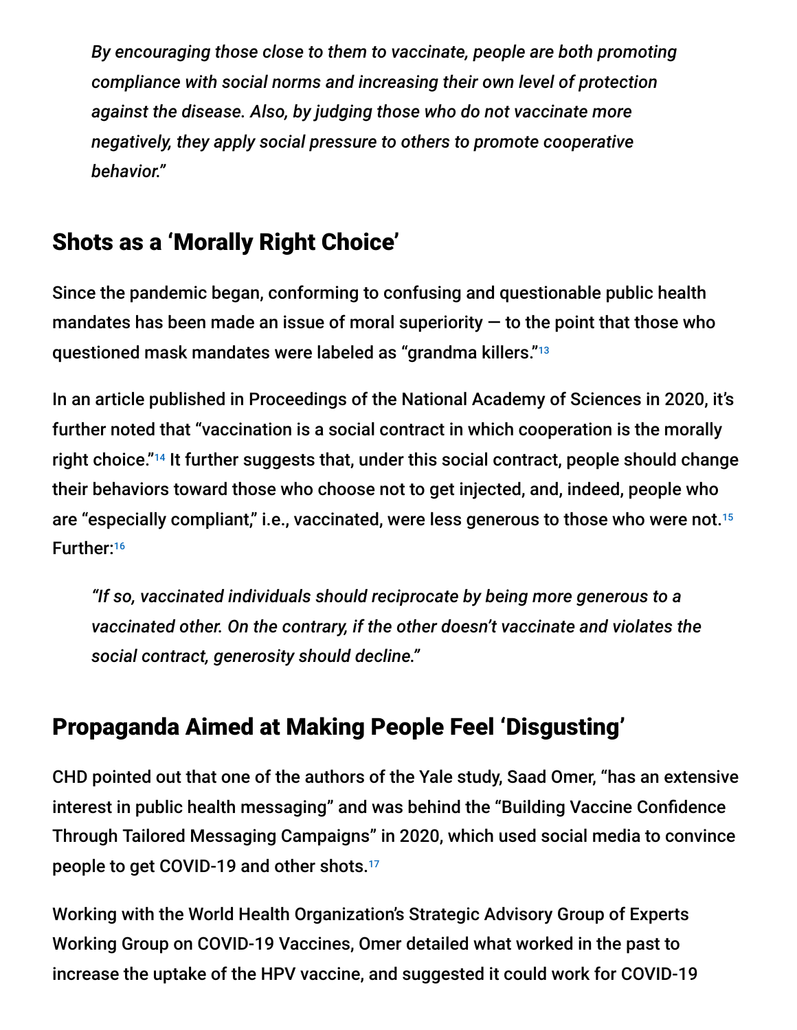> *By encouraging those close to them to vaccinate, people are both promoting compliance with social norms and increasing their own level of protection against the disease. Also, by judging those who do not vaccinate more negatively, they apply social pressure to others to promote cooperative behavior."*

## Shots as a 'Morally Right Choice'

Since the pandemic began, conforming to confusing and questionable public health mandates has been made an issue of moral superiority — to the point that those who questioned mask mandates were labeled as "grandma killers."[13]

In an article published in Proceedings of the National Academy of Sciences in 2020, it's further noted that "vaccination is a social contract in which cooperation is the morally right choice."[14] It further suggests that, under this social contract, people should change their behaviors toward those who choose not to get injected, and, indeed, people who are "especially compliant," i.e., vaccinated, were less generous to those who were not.[15] Further:[16]

> *"If so, vaccinated individuals should reciprocate by being more generous to a vaccinated other. On the contrary, if the other doesn't vaccinate and violates the social contract, generosity should decline."*

## Propaganda Aimed at Making People Feel 'Disgusting'

CHD pointed out that one of the authors of the Yale study, Saad Omer, "has an extensive interest in public health messaging" and was behind the "Building Vaccine Confidence Through Tailored Messaging Campaigns" in 2020, which used social media to convince people to get COVID-19 and other shots.[17]

Working with the World Health Organization's Strategic Advisory Group of Experts Working Group on COVID-19 Vaccines, Omer detailed what worked in the past to increase the uptake of the HPV vaccine, and suggested it could work for COVID-19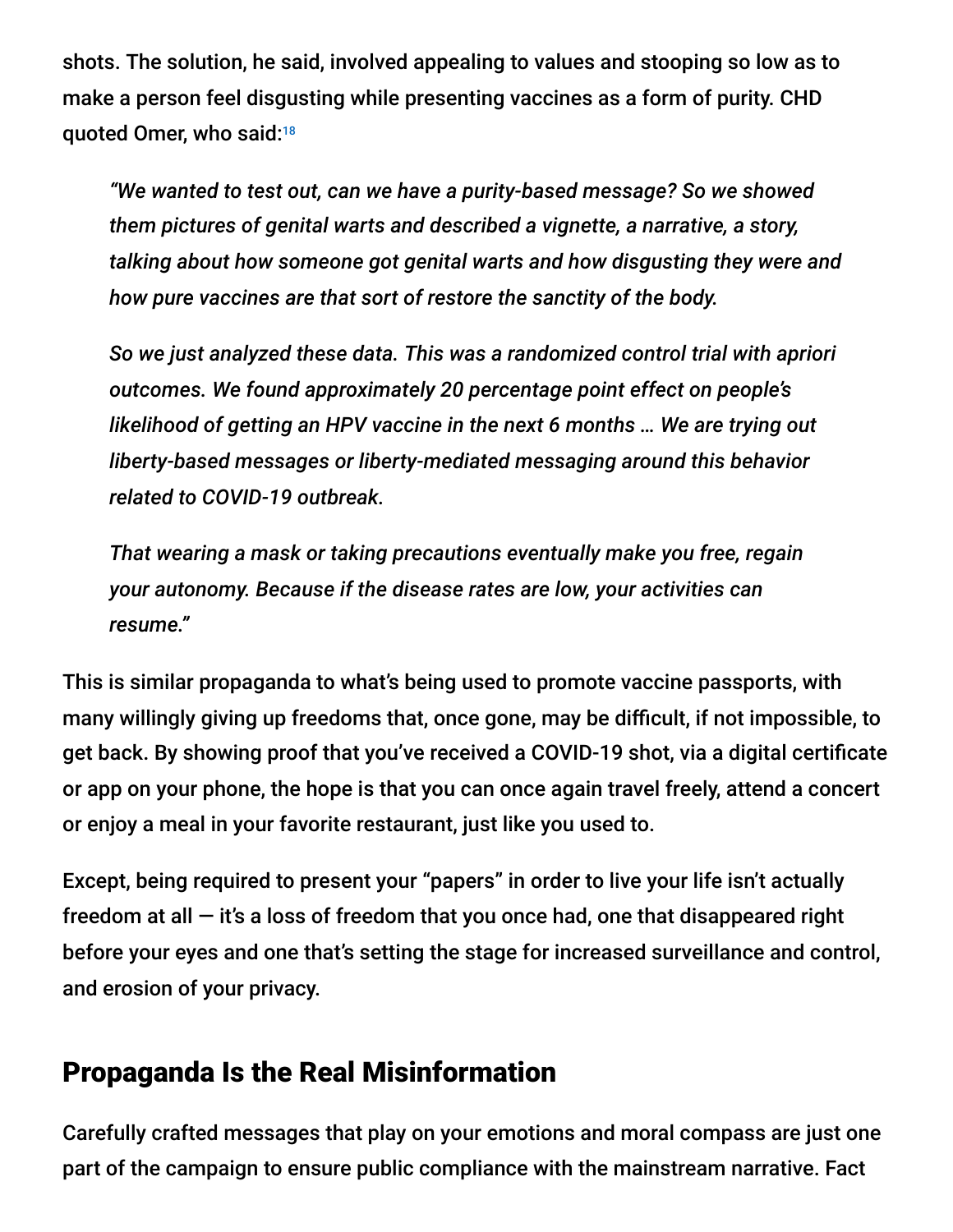shots. The solution, he said, involved appealing to values and stooping so low as to make a person feel disgusting while presenting vaccines as a form of purity. CHD quoted Omer, who said:[18]

> *"We wanted to test out, can we have a purity-based message? So we showed them pictures of genital warts and described a vignette, a narrative, a story, talking about how someone got genital warts and how disgusting they were and how pure vaccines are that sort of restore the sanctity of the body.*
>
> *So we just analyzed these data. This was a randomized control trial with apriori outcomes. We found approximately 20 percentage point effect on people's likelihood of getting an HPV vaccine in the next 6 months … We are trying out liberty-based messages or liberty-mediated messaging around this behavior related to COVID-19 outbreak.*
>
> *That wearing a mask or taking precautions eventually make you free, regain your autonomy. Because if the disease rates are low, your activities can resume."*

This is similar propaganda to what's being used to promote vaccine passports, with many willingly giving up freedoms that, once gone, may be difficult, if not impossible, to get back. By showing proof that you've received a COVID-19 shot, via a digital certificate or app on your phone, the hope is that you can once again travel freely, attend a concert or enjoy a meal in your favorite restaurant, just like you used to.

Except, being required to present your "papers" in order to live your life isn't actually freedom at all — it's a loss of freedom that you once had, one that disappeared right before your eyes and one that's setting the stage for increased surveillance and control, and erosion of your privacy.

## Propaganda Is the Real Misinformation

Carefully crafted messages that play on your emotions and moral compass are just one part of the campaign to ensure public compliance with the mainstream narrative. Fact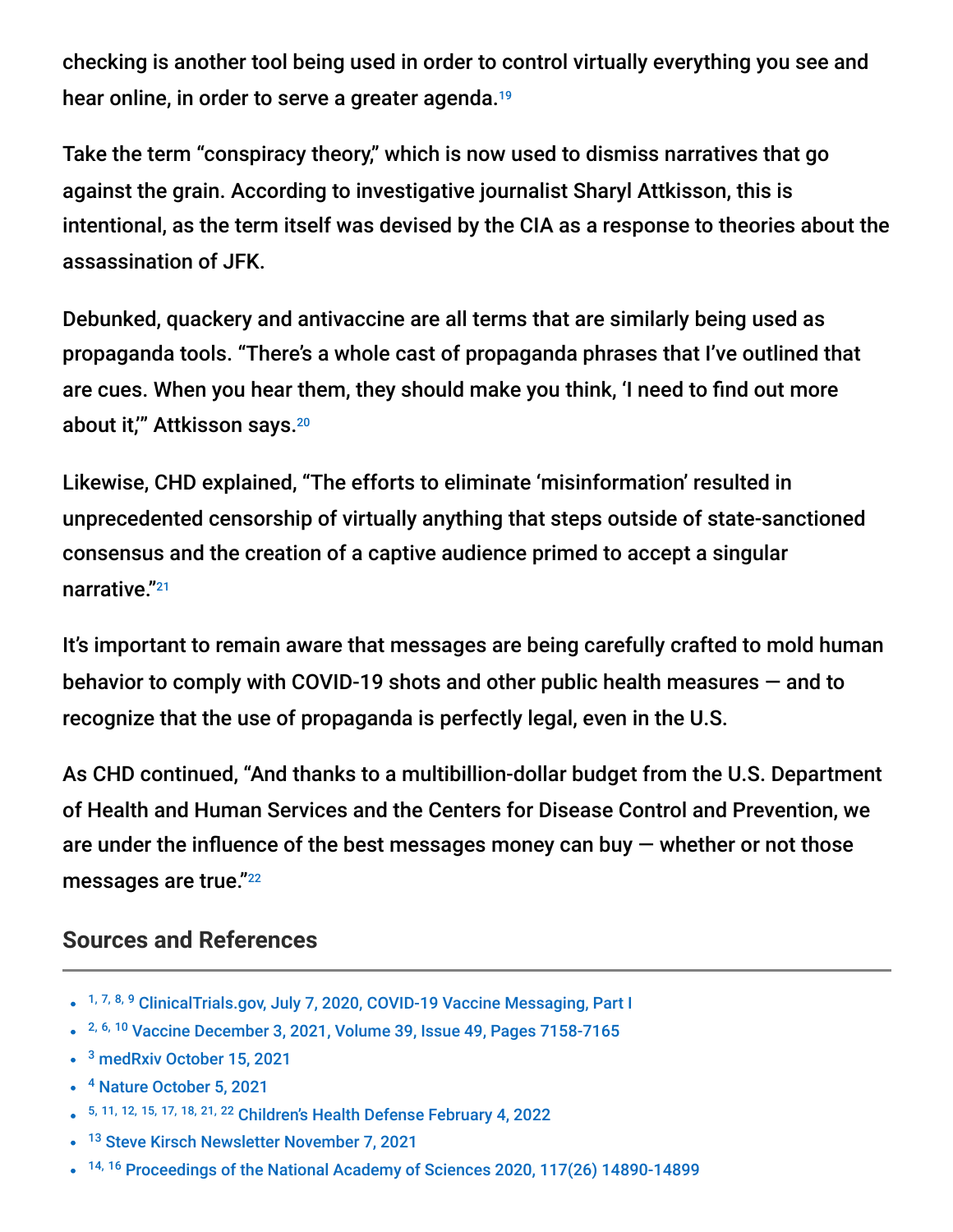checking is another tool being used in order to control virtually everything you see and hear online, in order to serve a greater agenda.[19]

Take the term "conspiracy theory," which is now used to dismiss narratives that go against the grain. According to investigative journalist Sharyl Attkisson, this is intentional, as the term itself was devised by the CIA as a response to theories about the assassination of JFK.

Debunked, quackery and antivaccine are all terms that are similarly being used as propaganda tools. "There's a whole cast of propaganda phrases that I've outlined that are cues. When you hear them, they should make you think, 'I need to find out more about it,'" Attkisson says.[20]

Likewise, CHD explained, "The efforts to eliminate 'misinformation' resulted in unprecedented censorship of virtually anything that steps outside of state-sanctioned consensus and the creation of a captive audience primed to accept a singular narrative."[21]

It's important to remain aware that messages are being carefully crafted to mold human behavior to comply with COVID-19 shots and other public health measures — and to recognize that the use of propaganda is perfectly legal, even in the U.S.

As CHD continued, "And thanks to a multibillion-dollar budget from the U.S. Department of Health and Human Services and the Centers for Disease Control and Prevention, we are under the influence of the best messages money can buy — whether or not those messages are true."[22]

## Sources and References

- [1, 7, 8, 9] ClinicalTrials.gov, July 7, 2020, COVID-19 Vaccine Messaging, Part I
- [2, 6, 10] Vaccine December 3, 2021, Volume 39, Issue 49, Pages 7158-7165
- [3] medRxiv October 15, 2021
- [4] Nature October 5, 2021
- [5, 11, 12, 15, 17, 18, 21, 22] Children's Health Defense February 4, 2022
- [13] Steve Kirsch Newsletter November 7, 2021
- [14, 16] Proceedings of the National Academy of Sciences 2020, 117(26) 14890-14899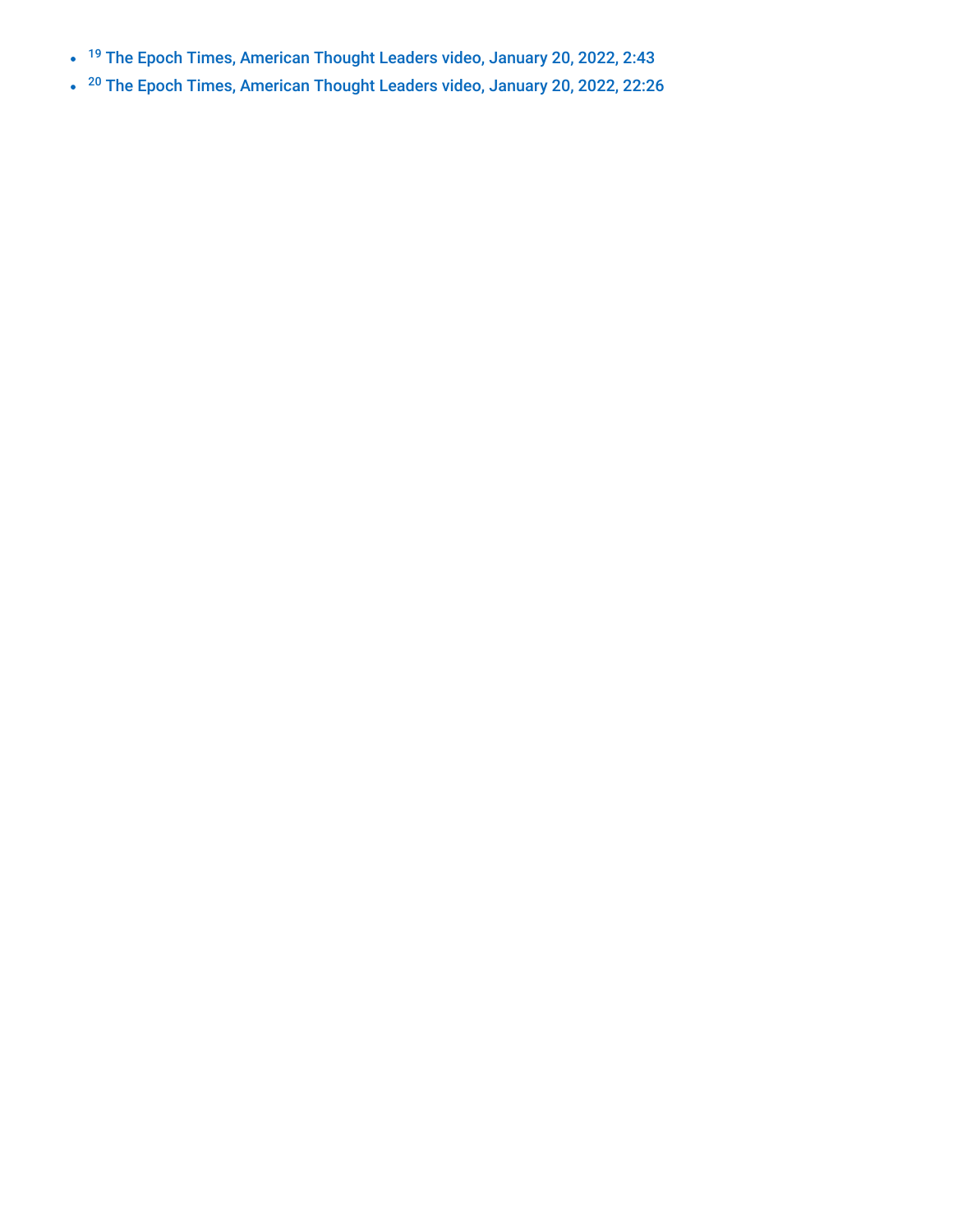- [19] The Epoch Times, American Thought Leaders video, January 20, 2022, 2:43
- [20] The Epoch Times, American Thought Leaders video, January 20, 2022, 22:26